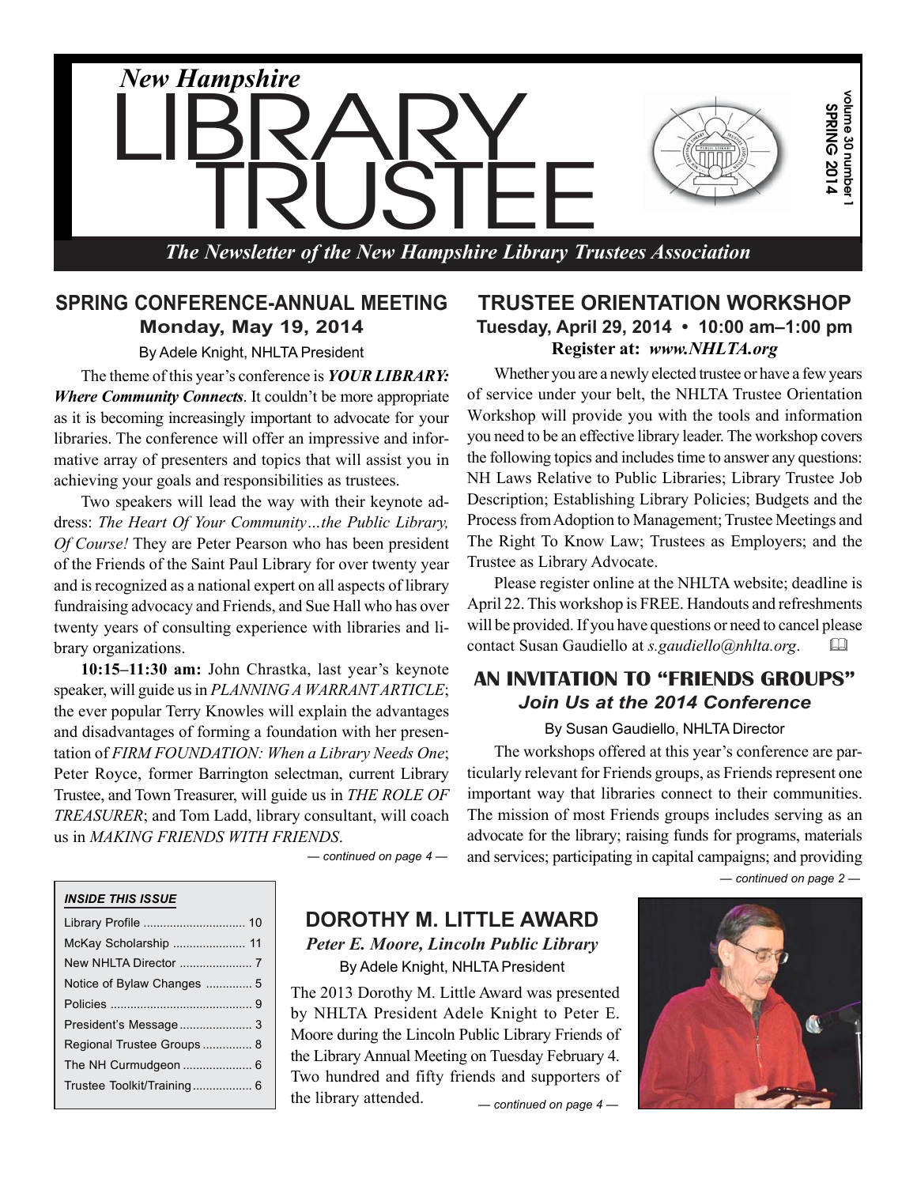# New Hampshire LIBRARY TRUSTEE

*The Newsletter of the New Hampshire Library Trustees Association*

volume 30 number 1
SPRING 2014

## SPRING CONFERENCE-ANNUAL MEETING
### Monday, May 19, 2014

By Adele Knight, NHLTA President

The theme of this year's conference is ***YOUR LIBRARY: Where Community Connects***. It couldn't be more appropriate as it is becoming increasingly important to advocate for your libraries. The conference will offer an impressive and informative array of presenters and topics that will assist you in achieving your goals and responsibilities as trustees.

Two speakers will lead the way with their keynote address: *The Heart Of Your Community…the Public Library, Of Course!* They are Peter Pearson who has been president of the Friends of the Saint Paul Library for over twenty year and is recognized as a national expert on all aspects of library fundraising advocacy and Friends, and Sue Hall who has over twenty years of consulting experience with libraries and library organizations.

**10:15–11:30 am:** John Chrastka, last year's keynote speaker, will guide us in *PLANNING A WARRANT ARTICLE*; the ever popular Terry Knowles will explain the advantages and disadvantages of forming a foundation with her presentation of *FIRM FOUNDATION: When a Library Needs One*; Peter Royce, former Barrington selectman, current Library Trustee, and Town Treasurer, will guide us in *THE ROLE OF TREASURER*; and Tom Ladd, library consultant, will coach us in *MAKING FRIENDS WITH FRIENDS*.

*— continued on page 4 —*

## TRUSTEE ORIENTATION WORKSHOP
### Tuesday, April 29, 2014 • 10:00 am–1:00 pm
**Register at: *www.NHLTA.org***

Whether you are a newly elected trustee or have a few years of service under your belt, the NHLTA Trustee Orientation Workshop will provide you with the tools and information you need to be an effective library leader. The workshop covers the following topics and includes time to answer any questions: NH Laws Relative to Public Libraries; Library Trustee Job Description; Establishing Library Policies; Budgets and the Process from Adoption to Management; Trustee Meetings and The Right To Know Law; Trustees as Employers; and the Trustee as Library Advocate.

Please register online at the NHLTA website; deadline is April 22. This workshop is FREE. Handouts and refreshments will be provided. If you have questions or need to cancel please contact Susan Gaudiello at *s.gaudiello@nhlta.org*.

## AN INVITATION TO "FRIENDS GROUPS"
### *Join Us at the 2014 Conference*

By Susan Gaudiello, NHLTA Director

The workshops offered at this year's conference are particularly relevant for Friends groups, as Friends represent one important way that libraries connect to their communities. The mission of most Friends groups includes serving as an advocate for the library; raising funds for programs, materials and services; participating in capital campaigns; and providing

*— continued on page 2 —*

**INSIDE THIS ISSUE**

| | |
|---|---|
| Library Profile | 10 |
| McKay Scholarship | 11 |
| New NHLTA Director | 7 |
| Notice of Bylaw Changes | 5 |
| Policies | 9 |
| President's Message | 3 |
| Regional Trustee Groups | 8 |
| The NH Curmudgeon | 6 |
| Trustee Toolkit/Training | 6 |

## DOROTHY M. LITTLE AWARD
### *Peter E. Moore, Lincoln Public Library*

By Adele Knight, NHLTA President

The 2013 Dorothy M. Little Award was presented by NHLTA President Adele Knight to Peter E. Moore during the Lincoln Public Library Friends of the Library Annual Meeting on Tuesday February 4. Two hundred and fifty friends and supporters of the library attended.

*— continued on page 4 —*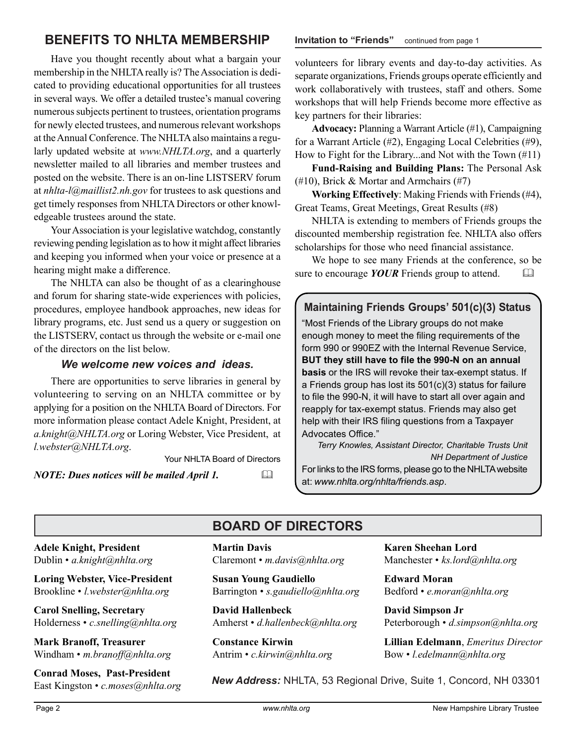## BENEFITS TO NHLTA MEMBERSHIP

Have you thought recently about what a bargain your membership in the NHLTA really is? The Association is dedicated to providing educational opportunities for all trustees in several ways. We offer a detailed trustee's manual covering numerous subjects pertinent to trustees, orientation programs for newly elected trustees, and numerous relevant workshops at the Annual Conference. The NHLTA also maintains a regularly updated website at *www.NHLTA.org*, and a quarterly newsletter mailed to all libraries and member trustees and posted on the website. There is an on-line LISTSERV forum at *nhlta-l@maillist2.nh.gov* for trustees to ask questions and get timely responses from NHLTA Directors or other knowledgeable trustees around the state.

Your Association is your legislative watchdog, constantly reviewing pending legislation as to how it might affect libraries and keeping you informed when your voice or presence at a hearing might make a difference.

The NHLTA can also be thought of as a clearinghouse and forum for sharing state-wide experiences with policies, procedures, employee handbook approaches, new ideas for library programs, etc. Just send us a query or suggestion on the LISTSERV, contact us through the website or e-mail one of the directors on the list below.

***We welcome new voices and ideas.***

There are opportunities to serve libraries in general by volunteering to serving on an NHLTA committee or by applying for a position on the NHLTA Board of Directors. For more information please contact Adele Knight, President, at *a.knight@NHLTA.org* or Loring Webster, Vice President, at *l.webster@NHLTA.org*.

Your NHLTA Board of Directors

***NOTE: Dues notices will be mailed April 1.***

**Invitation to "Friends"** continued from page 1

volunteers for library events and day-to-day activities. As separate organizations, Friends groups operate efficiently and work collaboratively with trustees, staff and others. Some workshops that will help Friends become more effective as key partners for their libraries:

**Advocacy:** Planning a Warrant Article (#1), Campaigning for a Warrant Article (#2), Engaging Local Celebrities (#9), How to Fight for the Library...and Not with the Town (#11)

**Fund-Raising and Building Plans:** The Personal Ask (#10), Brick & Mortar and Armchairs (#7)

**Working Effectively**: Making Friends with Friends (#4), Great Teams, Great Meetings, Great Results (#8)

NHLTA is extending to members of Friends groups the discounted membership registration fee. NHLTA also offers scholarships for those who need financial assistance.

We hope to see many Friends at the conference, so be sure to encourage ***YOUR*** Friends group to attend.

### Maintaining Friends Groups' 501(c)(3) Status

"Most Friends of the Library groups do not make enough money to meet the filing requirements of the form 990 or 990EZ with the Internal Revenue Service, **BUT they still have to file the 990-N on an annual basis** or the IRS will revoke their tax-exempt status. If a Friends group has lost its 501(c)(3) status for failure to file the 990-N, it will have to start all over again and reapply for tax-exempt status. Friends may also get help with their IRS filing questions from a Taxpayer Advocates Office."

*Terry Knowles, Assistant Director, Charitable Trusts Unit*
*NH Department of Justice*

For links to the IRS forms, please go to the NHLTA website at: *www.nhlta.org/nhlta/friends.asp*.

## BOARD OF DIRECTORS

**Adele Knight, President**
Dublin • *a.knight@nhlta.org*

**Loring Webster, Vice-President**
Brookline • *l.webster@nhlta.org*

**Carol Snelling, Secretary**
Holderness • *c.snelling@nhlta.org*

**Mark Branoff, Treasurer**
Windham • *m.branoff@nhlta.org*

**Conrad Moses, Past-President**
East Kingston • *c.moses@nhlta.org*

**Martin Davis**
Claremont • *m.davis@nhlta.org*

**Susan Young Gaudiello**
Barrington • *s.gaudiello@nhlta.org*

**David Hallenbeck**
Amherst • *d.hallenbeck@nhlta.org*

**Constance Kirwin**
Antrim • *c.kirwin@nhlta.org*

**Karen Sheehan Lord**
Manchester • *ks.lord@nhlta.org*

**Edward Moran**
Bedford • *e.moran@nhlta.org*

**David Simpson Jr**
Peterborough • *d.simpson@nhlta.org*

**Lillian Edelmann**, *Emeritus Director*
Bow • *l.edelmann@nhlta.org*

***New Address:*** NHLTA, 53 Regional Drive, Suite 1, Concord, NH 03301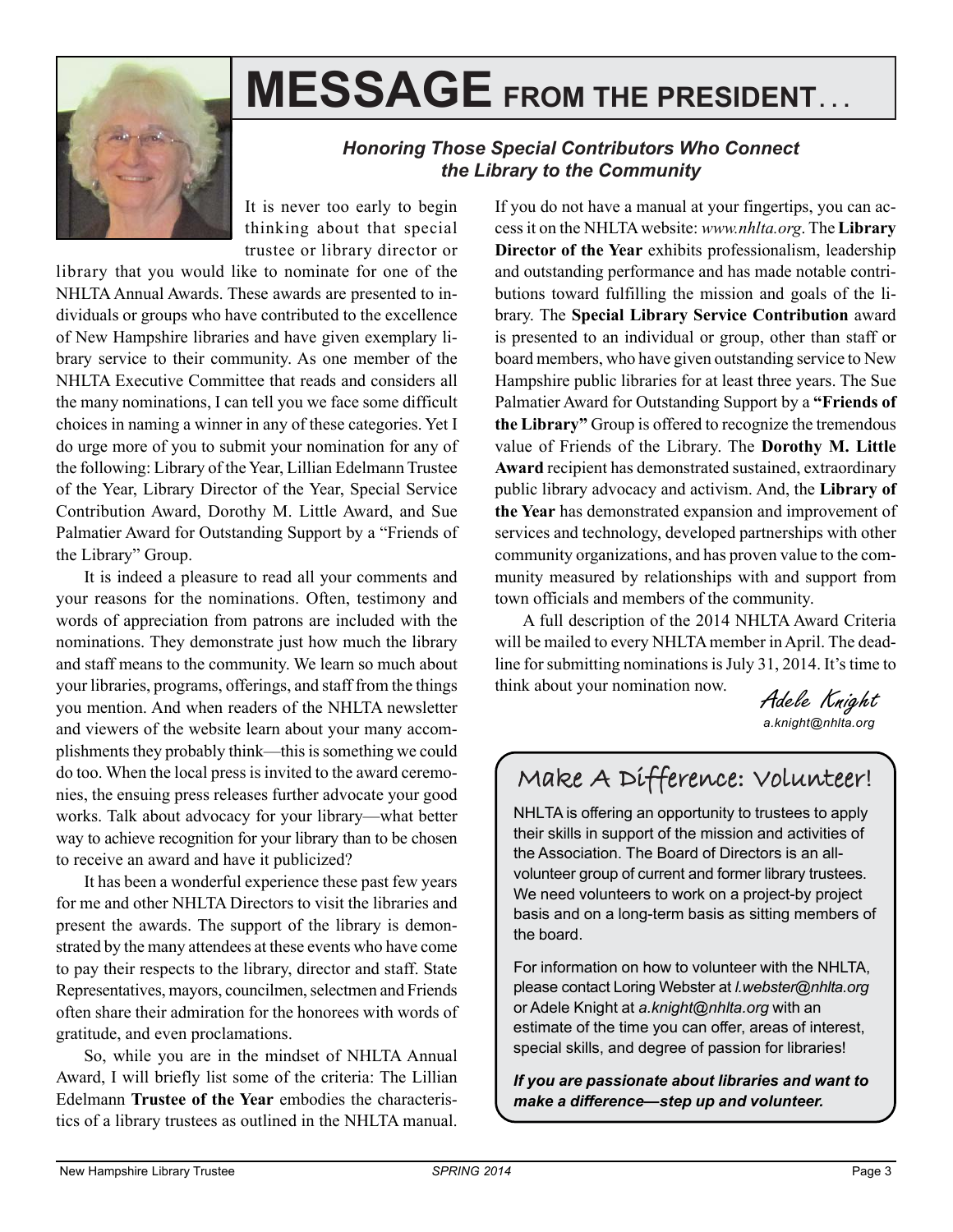# MESSAGE FROM THE PRESIDENT…

### *Honoring Those Special Contributors Who Connect the Library to the Community*

It is never too early to begin thinking about that special trustee or library director or library that you would like to nominate for one of the NHLTA Annual Awards. These awards are presented to individuals or groups who have contributed to the excellence of New Hampshire libraries and have given exemplary library service to their community. As one member of the NHLTA Executive Committee that reads and considers all the many nominations, I can tell you we face some difficult choices in naming a winner in any of these categories. Yet I do urge more of you to submit your nomination for any of the following: Library of the Year, Lillian Edelmann Trustee of the Year, Library Director of the Year, Special Service Contribution Award, Dorothy M. Little Award, and Sue Palmatier Award for Outstanding Support by a "Friends of the Library" Group.

It is indeed a pleasure to read all your comments and your reasons for the nominations. Often, testimony and words of appreciation from patrons are included with the nominations. They demonstrate just how much the library and staff means to the community. We learn so much about your libraries, programs, offerings, and staff from the things you mention. And when readers of the NHLTA newsletter and viewers of the website learn about your many accomplishments they probably think—this is something we could do too. When the local press is invited to the award ceremonies, the ensuing press releases further advocate your good works. Talk about advocacy for your library—what better way to achieve recognition for your library than to be chosen to receive an award and have it publicized?

It has been a wonderful experience these past few years for me and other NHLTA Directors to visit the libraries and present the awards. The support of the library is demonstrated by the many attendees at these events who have come to pay their respects to the library, director and staff. State Representatives, mayors, councilmen, selectmen and Friends often share their admiration for the honorees with words of gratitude, and even proclamations.

So, while you are in the mindset of NHLTA Annual Award, I will briefly list some of the criteria: The Lillian Edelmann **Trustee of the Year** embodies the characteristics of a library trustees as outlined in the NHLTA manual. If you do not have a manual at your fingertips, you can access it on the NHLTA website: *www.nhlta.org*. The **Library Director of the Year** exhibits professionalism, leadership and outstanding performance and has made notable contributions toward fulfilling the mission and goals of the library. The **Special Library Service Contribution** award is presented to an individual or group, other than staff or board members, who have given outstanding service to New Hampshire public libraries for at least three years. The Sue Palmatier Award for Outstanding Support by a **"Friends of the Library"** Group is offered to recognize the tremendous value of Friends of the Library. The **Dorothy M. Little Award** recipient has demonstrated sustained, extraordinary public library advocacy and activism. And, the **Library of the Year** has demonstrated expansion and improvement of services and technology, developed partnerships with other community organizations, and has proven value to the community measured by relationships with and support from town officials and members of the community.

A full description of the 2014 NHLTA Award Criteria will be mailed to every NHLTA member in April. The deadline for submitting nominations is July 31, 2014. It's time to think about your nomination now.

*Adele Knight*
*a.knight@nhlta.org*

## Make A Difference: Volunteer!

NHLTA is offering an opportunity to trustees to apply their skills in support of the mission and activities of the Association. The Board of Directors is an all-volunteer group of current and former library trustees. We need volunteers to work on a project-by project basis and on a long-term basis as sitting members of the board.

For information on how to volunteer with the NHLTA, please contact Loring Webster at *l.webster@nhlta.org* or Adele Knight at *a.knight@nhlta.org* with an estimate of the time you can offer, areas of interest, special skills, and degree of passion for libraries!

***If you are passionate about libraries and want to make a difference—step up and volunteer.***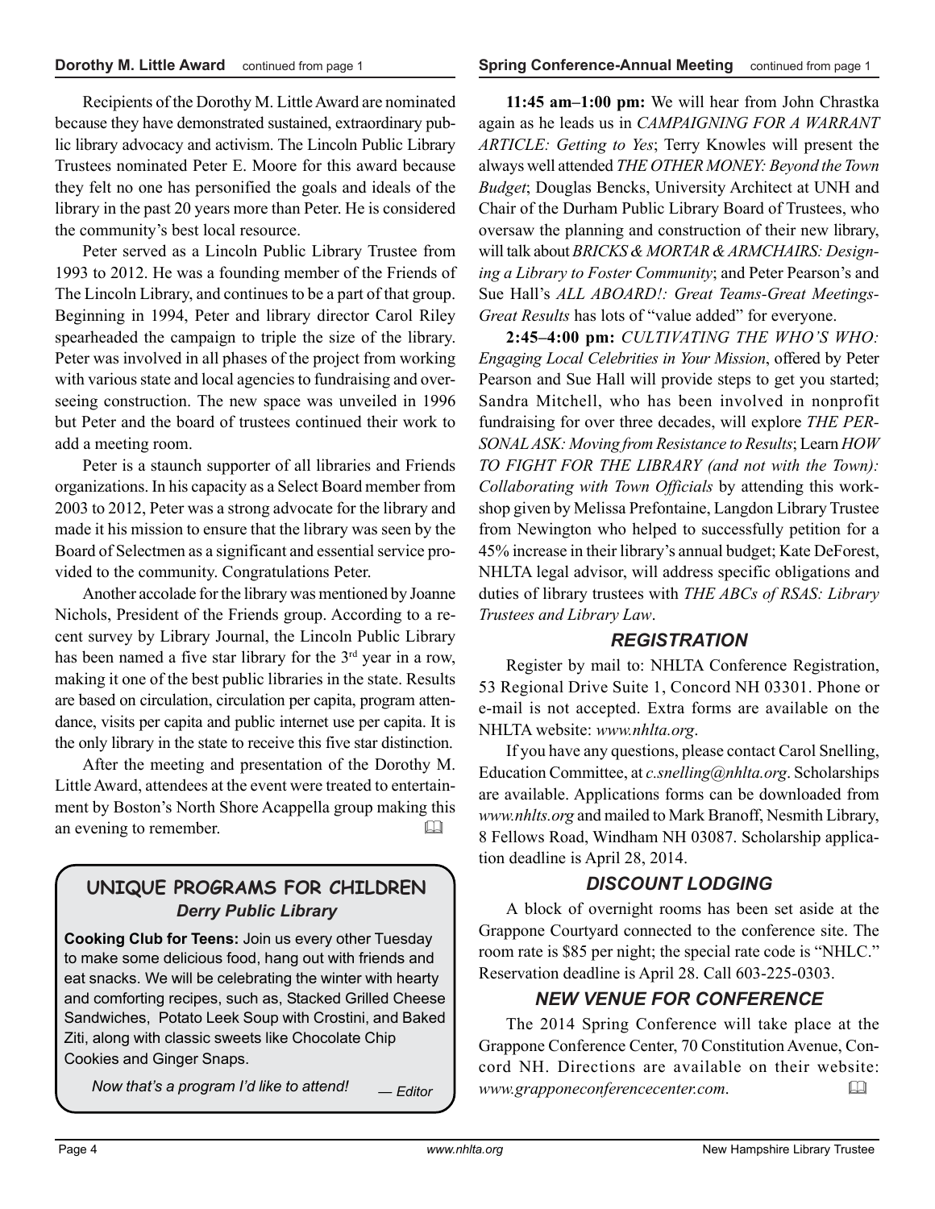## Dorothy M. Little Award continued from page 1

Recipients of the Dorothy M. Little Award are nominated because they have demonstrated sustained, extraordinary public library advocacy and activism. The Lincoln Public Library Trustees nominated Peter E. Moore for this award because they felt no one has personified the goals and ideals of the library in the past 20 years more than Peter. He is considered the community's best local resource.

Peter served as a Lincoln Public Library Trustee from 1993 to 2012. He was a founding member of the Friends of The Lincoln Library, and continues to be a part of that group. Beginning in 1994, Peter and library director Carol Riley spearheaded the campaign to triple the size of the library. Peter was involved in all phases of the project from working with various state and local agencies to fundraising and overseeing construction. The new space was unveiled in 1996 but Peter and the board of trustees continued their work to add a meeting room.

Peter is a staunch supporter of all libraries and Friends organizations. In his capacity as a Select Board member from 2003 to 2012, Peter was a strong advocate for the library and made it his mission to ensure that the library was seen by the Board of Selectmen as a significant and essential service provided to the community. Congratulations Peter.

Another accolade for the library was mentioned by Joanne Nichols, President of the Friends group. According to a recent survey by Library Journal, the Lincoln Public Library has been named a five star library for the 3rd year in a row, making it one of the best public libraries in the state. Results are based on circulation, circulation per capita, program attendance, visits per capita and public internet use per capita. It is the only library in the state to receive this five star distinction.

After the meeting and presentation of the Dorothy M. Little Award, attendees at the event were treated to entertainment by Boston's North Shore Acappella group making this an evening to remember. 🕮

### UNIQUE PROGRAMS FOR CHILDREN

***Derry Public Library***

**Cooking Club for Teens:** Join us every other Tuesday to make some delicious food, hang out with friends and eat snacks. We will be celebrating the winter with hearty and comforting recipes, such as, Stacked Grilled Cheese Sandwiches, Potato Leek Soup with Crostini, and Baked Ziti, along with classic sweets like Chocolate Chip Cookies and Ginger Snaps.

*Now that's a program I'd like to attend!* *— Editor*

## Spring Conference-Annual Meeting continued from page 1

**11:45 am–1:00 pm:** We will hear from John Chrastka again as he leads us in *CAMPAIGNING FOR A WARRANT ARTICLE: Getting to Yes*; Terry Knowles will present the always well attended *THE OTHER MONEY: Beyond the Town Budget*; Douglas Bencks, University Architect at UNH and Chair of the Durham Public Library Board of Trustees, who oversaw the planning and construction of their new library, will talk about *BRICKS & MORTAR & ARMCHAIRS: Designing a Library to Foster Community*; and Peter Pearson's and Sue Hall's *ALL ABOARD!: Great Teams-Great Meetings-Great Results* has lots of "value added" for everyone.

**2:45–4:00 pm:** *CULTIVATING THE WHO'S WHO: Engaging Local Celebrities in Your Mission*, offered by Peter Pearson and Sue Hall will provide steps to get you started; Sandra Mitchell, who has been involved in nonprofit fundraising for over three decades, will explore *THE PERSONAL ASK: Moving from Resistance to Results*; Learn *HOW TO FIGHT FOR THE LIBRARY (and not with the Town): Collaborating with Town Officials* by attending this workshop given by Melissa Prefontaine, Langdon Library Trustee from Newington who helped to successfully petition for a 45% increase in their library's annual budget; Kate DeForest, NHLTA legal advisor, will address specific obligations and duties of library trustees with *THE ABCs of RSAS: Library Trustees and Library Law*.

### *REGISTRATION*

Register by mail to: NHLTA Conference Registration, 53 Regional Drive Suite 1, Concord NH 03301. Phone or e-mail is not accepted. Extra forms are available on the NHLTA website: *www.nhlta.org*.

If you have any questions, please contact Carol Snelling, Education Committee, at *c.snelling@nhlta.org*. Scholarships are available. Applications forms can be downloaded from *www.nhlts.org* and mailed to Mark Branoff, Nesmith Library, 8 Fellows Road, Windham NH 03087. Scholarship application deadline is April 28, 2014.

### *DISCOUNT LODGING*

A block of overnight rooms has been set aside at the Grappone Courtyard connected to the conference site. The room rate is $85 per night; the special rate code is "NHLC." Reservation deadline is April 28. Call 603-225-0303.

### *NEW VENUE FOR CONFERENCE*

The 2014 Spring Conference will take place at the Grappone Conference Center, 70 Constitution Avenue, Concord NH. Directions are available on their website: *www.grapponeconferencecenter.com*. 🕮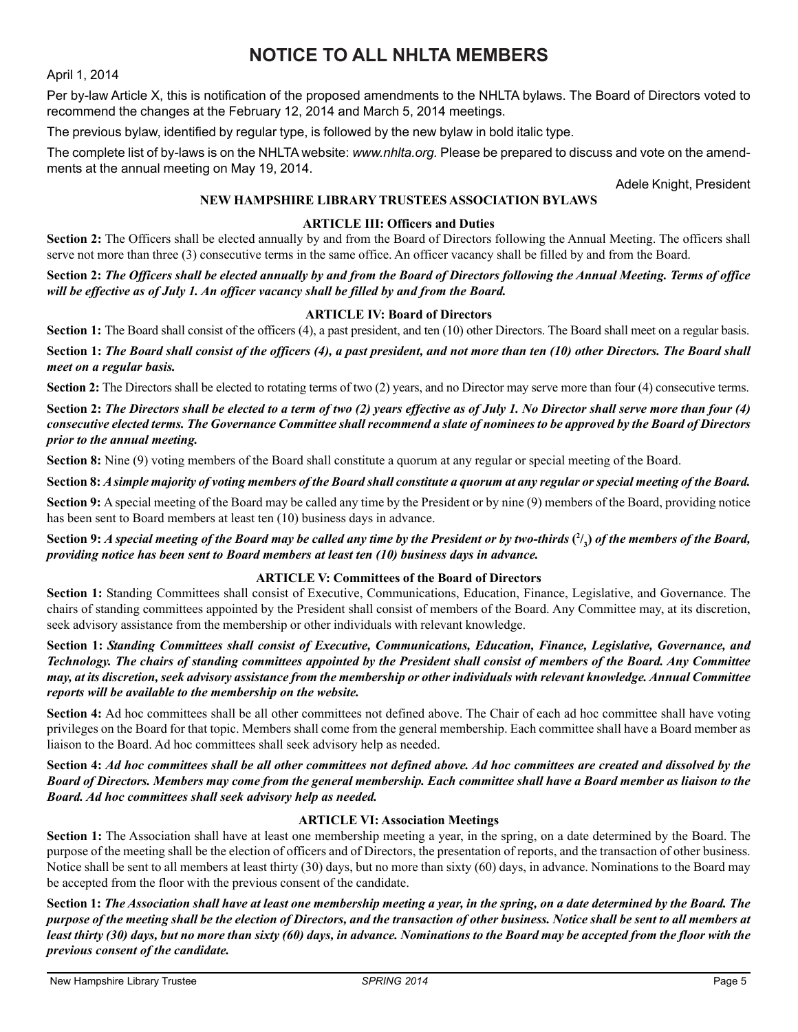# NOTICE TO ALL NHLTA MEMBERS

April 1, 2014

Per by-law Article X, this is notification of the proposed amendments to the NHLTA bylaws. The Board of Directors voted to recommend the changes at the February 12, 2014 and March 5, 2014 meetings.

The previous bylaw, identified by regular type, is followed by the new bylaw in bold italic type.

The complete list of by-laws is on the NHLTA website: *www.nhlta.org.* Please be prepared to discuss and vote on the amendments at the annual meeting on May 19, 2014.

Adele Knight, President

## NEW HAMPSHIRE LIBRARY TRUSTEES ASSOCIATION BYLAWS

### ARTICLE III: Officers and Duties

**Section 2:** The Officers shall be elected annually by and from the Board of Directors following the Annual Meeting. The officers shall serve not more than three (3) consecutive terms in the same office. An officer vacancy shall be filled by and from the Board.

**Section 2:** ***The Officers shall be elected annually by and from the Board of Directors following the Annual Meeting. Terms of office will be effective as of July 1. An officer vacancy shall be filled by and from the Board.***

### ARTICLE IV: Board of Directors

**Section 1:** The Board shall consist of the officers (4), a past president, and ten (10) other Directors. The Board shall meet on a regular basis.

**Section 1:** ***The Board shall consist of the officers (4), a past president, and not more than ten (10) other Directors. The Board shall meet on a regular basis.***

**Section 2:** The Directors shall be elected to rotating terms of two (2) years, and no Director may serve more than four (4) consecutive terms.

**Section 2:** ***The Directors shall be elected to a term of two (2) years effective as of July 1. No Director shall serve more than four (4) consecutive elected terms. The Governance Committee shall recommend a slate of nominees to be approved by the Board of Directors prior to the annual meeting.***

**Section 8:** Nine (9) voting members of the Board shall constitute a quorum at any regular or special meeting of the Board.

**Section 8:** ***A simple majority of voting members of the Board shall constitute a quorum at any regular or special meeting of the Board.***

**Section 9:** A special meeting of the Board may be called any time by the President or by nine (9) members of the Board, providing notice has been sent to Board members at least ten (10) business days in advance.

**Section 9:** ***A special meeting of the Board may be called any time by the President or by two-thirds ($^2/_3$) of the members of the Board, providing notice has been sent to Board members at least ten (10) business days in advance.***

### ARTICLE V: Committees of the Board of Directors

**Section 1:** Standing Committees shall consist of Executive, Communications, Education, Finance, Legislative, and Governance. The chairs of standing committees appointed by the President shall consist of members of the Board. Any Committee may, at its discretion, seek advisory assistance from the membership or other individuals with relevant knowledge.

**Section 1:** ***Standing Committees shall consist of Executive, Communications, Education, Finance, Legislative, Governance, and Technology. The chairs of standing committees appointed by the President shall consist of members of the Board. Any Committee may, at its discretion, seek advisory assistance from the membership or other individuals with relevant knowledge. Annual Committee reports will be available to the membership on the website.***

**Section 4:** Ad hoc committees shall be all other committees not defined above. The Chair of each ad hoc committee shall have voting privileges on the Board for that topic. Members shall come from the general membership. Each committee shall have a Board member as liaison to the Board. Ad hoc committees shall seek advisory help as needed.

**Section 4:** ***Ad hoc committees shall be all other committees not defined above. Ad hoc committees are created and dissolved by the Board of Directors. Members may come from the general membership. Each committee shall have a Board member as liaison to the Board. Ad hoc committees shall seek advisory help as needed.***

### ARTICLE VI: Association Meetings

**Section 1:** The Association shall have at least one membership meeting a year, in the spring, on a date determined by the Board. The purpose of the meeting shall be the election of officers and of Directors, the presentation of reports, and the transaction of other business. Notice shall be sent to all members at least thirty (30) days, but no more than sixty (60) days, in advance. Nominations to the Board may be accepted from the floor with the previous consent of the candidate.

**Section 1:** ***The Association shall have at least one membership meeting a year, in the spring, on a date determined by the Board. The purpose of the meeting shall be the election of Directors, and the transaction of other business. Notice shall be sent to all members at least thirty (30) days, but no more than sixty (60) days, in advance. Nominations to the Board may be accepted from the floor with the previous consent of the candidate.***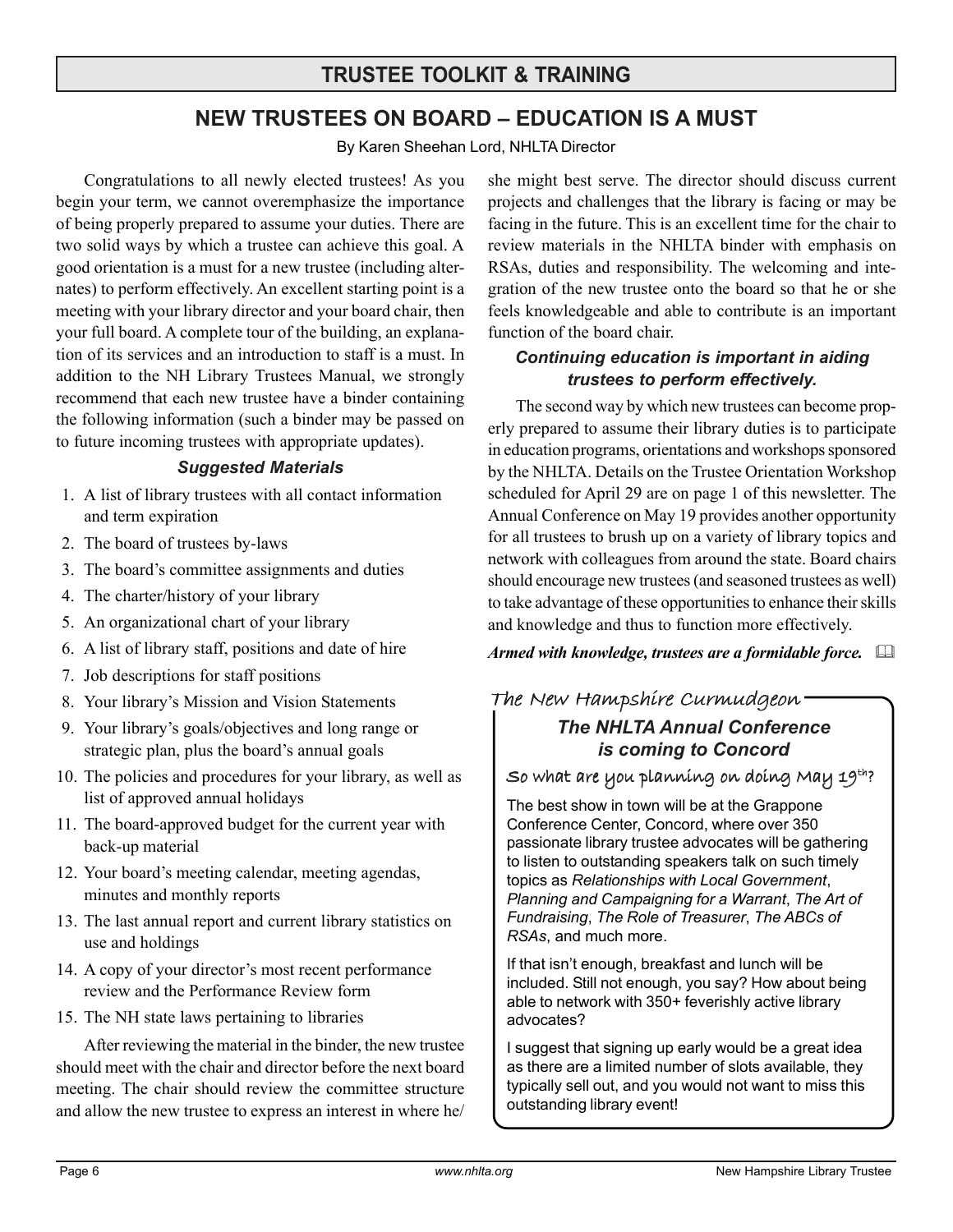## TRUSTEE TOOLKIT & TRAINING

# NEW TRUSTEES ON BOARD – EDUCATION IS A MUST

By Karen Sheehan Lord, NHLTA Director

Congratulations to all newly elected trustees! As you begin your term, we cannot overemphasize the importance of being properly prepared to assume your duties. There are two solid ways by which a trustee can achieve this goal. A good orientation is a must for a new trustee (including alternates) to perform effectively. An excellent starting point is a meeting with your library director and your board chair, then your full board. A complete tour of the building, an explanation of its services and an introduction to staff is a must. In addition to the NH Library Trustees Manual, we strongly recommend that each new trustee have a binder containing the following information (such a binder may be passed on to future incoming trustees with appropriate updates).

### *Suggested Materials*

1. A list of library trustees with all contact information and term expiration
2. The board of trustees by-laws
3. The board's committee assignments and duties
4. The charter/history of your library
5. An organizational chart of your library
6. A list of library staff, positions and date of hire
7. Job descriptions for staff positions
8. Your library's Mission and Vision Statements
9. Your library's goals/objectives and long range or strategic plan, plus the board's annual goals
10. The policies and procedures for your library, as well as list of approved annual holidays
11. The board-approved budget for the current year with back-up material
12. Your board's meeting calendar, meeting agendas, minutes and monthly reports
13. The last annual report and current library statistics on use and holdings
14. A copy of your director's most recent performance review and the Performance Review form
15. The NH state laws pertaining to libraries

After reviewing the material in the binder, the new trustee should meet with the chair and director before the next board meeting. The chair should review the committee structure and allow the new trustee to express an interest in where he/she might best serve. The director should discuss current projects and challenges that the library is facing or may be facing in the future. This is an excellent time for the chair to review materials in the NHLTA binder with emphasis on RSAs, duties and responsibility. The welcoming and integration of the new trustee onto the board so that he or she feels knowledgeable and able to contribute is an important function of the board chair.

### *Continuing education is important in aiding trustees to perform effectively.*

The second way by which new trustees can become properly prepared to assume their library duties is to participate in education programs, orientations and workshops sponsored by the NHLTA. Details on the Trustee Orientation Workshop scheduled for April 29 are on page 1 of this newsletter. The Annual Conference on May 19 provides another opportunity for all trustees to brush up on a variety of library topics and network with colleagues from around the state. Board chairs should encourage new trustees (and seasoned trustees as well) to take advantage of these opportunities to enhance their skills and knowledge and thus to function more effectively.

***Armed with knowledge, trustees are a formidable force.***

---

The New Hampshire Curmudgeon

### *The NHLTA Annual Conference is coming to Concord*

**So what are you planning on doing May 19th?**

The best show in town will be at the Grappone Conference Center, Concord, where over 350 passionate library trustee advocates will be gathering to listen to outstanding speakers talk on such timely topics as *Relationships with Local Government*, *Planning and Campaigning for a Warrant*, *The Art of Fundraising*, *The Role of Treasurer*, *The ABCs of RSAs*, and much more.

If that isn't enough, breakfast and lunch will be included. Still not enough, you say? How about being able to network with 350+ feverishly active library advocates?

I suggest that signing up early would be a great idea as there are a limited number of slots available, they typically sell out, and you would not want to miss this outstanding library event!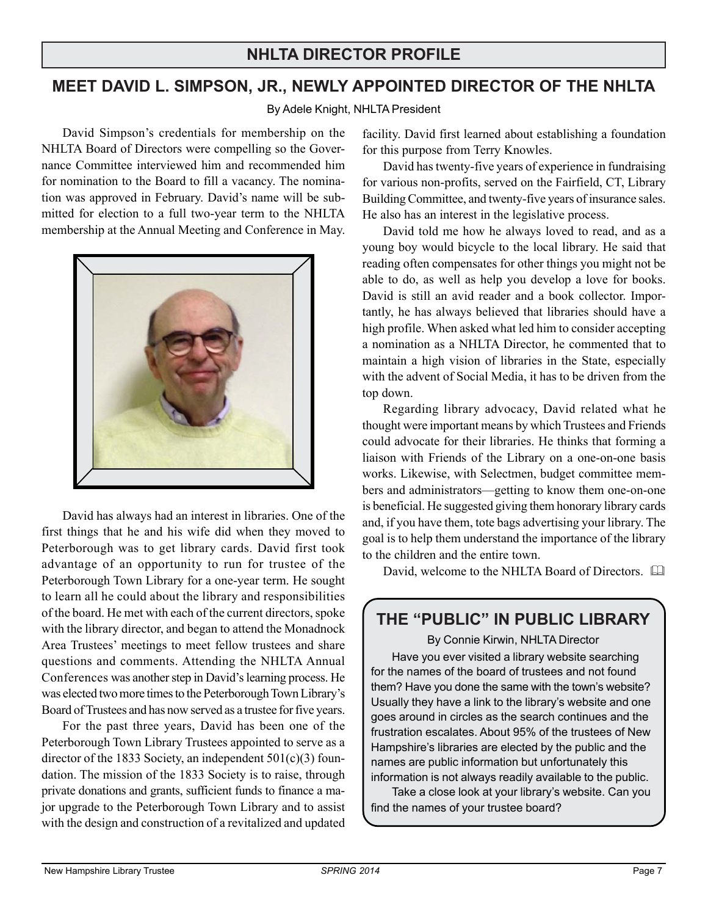## NHLTA DIRECTOR PROFILE

## MEET DAVID L. SIMPSON, JR., NEWLY APPOINTED DIRECTOR OF THE NHLTA

By Adele Knight, NHLTA President

David Simpson's credentials for membership on the NHLTA Board of Directors were compelling so the Governance Committee interviewed him and recommended him for nomination to the Board to fill a vacancy. The nomination was approved in February. David's name will be submitted for election to a full two-year term to the NHLTA membership at the Annual Meeting and Conference in May.

David has always had an interest in libraries. One of the first things that he and his wife did when they moved to Peterborough was to get library cards. David first took advantage of an opportunity to run for trustee of the Peterborough Town Library for a one-year term. He sought to learn all he could about the library and responsibilities of the board. He met with each of the current directors, spoke with the library director, and began to attend the Monadnock Area Trustees' meetings to meet fellow trustees and share questions and comments. Attending the NHLTA Annual Conferences was another step in David's learning process. He was elected two more times to the Peterborough Town Library's Board of Trustees and has now served as a trustee for five years.

For the past three years, David has been one of the Peterborough Town Library Trustees appointed to serve as a director of the 1833 Society, an independent 501(c)(3) foundation. The mission of the 1833 Society is to raise, through private donations and grants, sufficient funds to finance a major upgrade to the Peterborough Town Library and to assist with the design and construction of a revitalized and updated facility. David first learned about establishing a foundation for this purpose from Terry Knowles.

David has twenty-five years of experience in fundraising for various non-profits, served on the Fairfield, CT, Library Building Committee, and twenty-five years of insurance sales. He also has an interest in the legislative process.

David told me how he always loved to read, and as a young boy would bicycle to the local library. He said that reading often compensates for other things you might not be able to do, as well as help you develop a love for books. David is still an avid reader and a book collector. Importantly, he has always believed that libraries should have a high profile. When asked what led him to consider accepting a nomination as a NHLTA Director, he commented that to maintain a high vision of libraries in the State, especially with the advent of Social Media, it has to be driven from the top down.

Regarding library advocacy, David related what he thought were important means by which Trustees and Friends could advocate for their libraries. He thinks that forming a liaison with Friends of the Library on a one-on-one basis works. Likewise, with Selectmen, budget committee members and administrators—getting to know them one-on-one is beneficial. He suggested giving them honorary library cards and, if you have them, tote bags advertising your library. The goal is to help them understand the importance of the library to the children and the entire town.

David, welcome to the NHLTA Board of Directors.

## THE "PUBLIC" IN PUBLIC LIBRARY

By Connie Kirwin, NHLTA Director

Have you ever visited a library website searching for the names of the board of trustees and not found them? Have you done the same with the town's website? Usually they have a link to the library's website and one goes around in circles as the search continues and the frustration escalates. About 95% of the trustees of New Hampshire's libraries are elected by the public and the names are public information but unfortunately this information is not always readily available to the public.

Take a close look at your library's website. Can you find the names of your trustee board?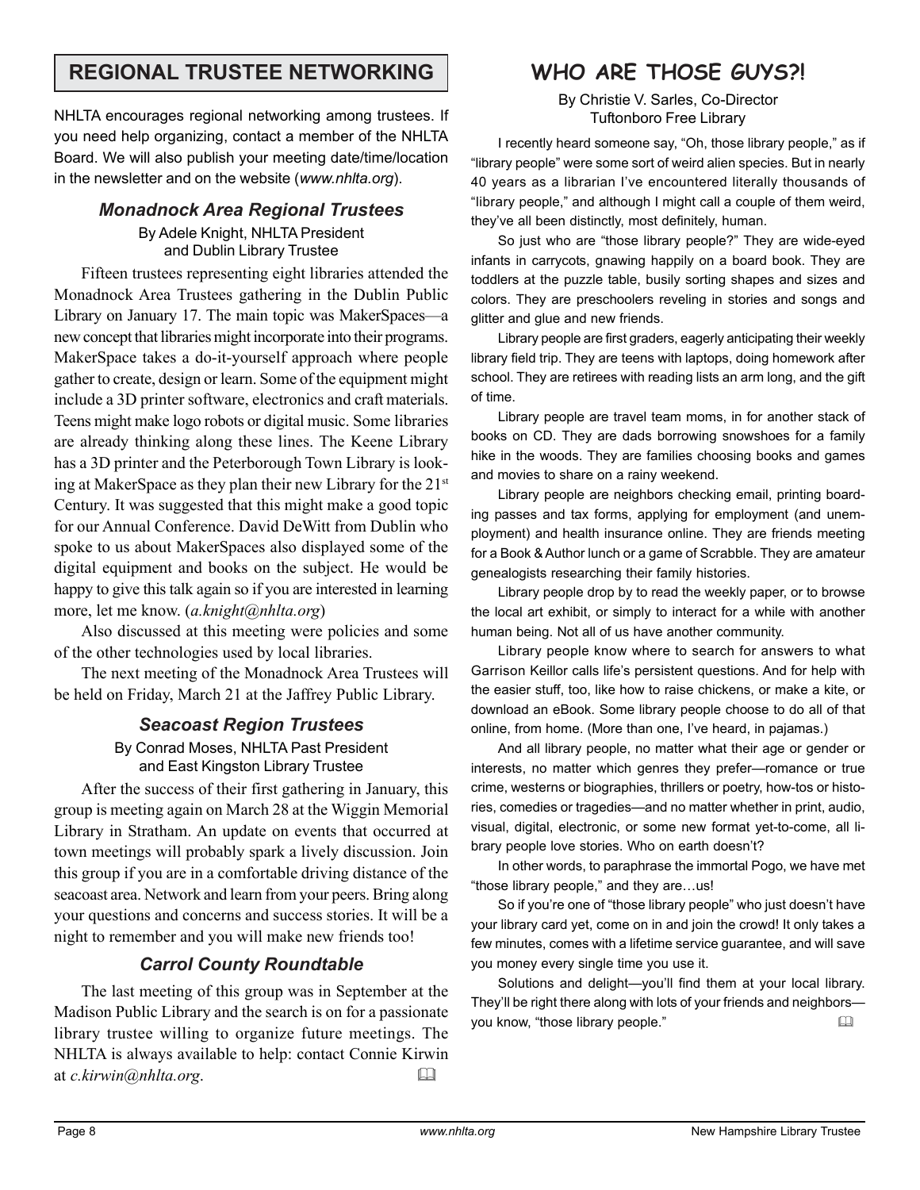## REGIONAL TRUSTEE NETWORKING

NHLTA encourages regional networking among trustees. If you need help organizing, contact a member of the NHLTA Board. We will also publish your meeting date/time/location in the newsletter and on the website (*www.nhlta.org*).

### *Monadnock Area Regional Trustees*

By Adele Knight, NHLTA President
and Dublin Library Trustee

Fifteen trustees representing eight libraries attended the Monadnock Area Trustees gathering in the Dublin Public Library on January 17. The main topic was MakerSpaces—a new concept that libraries might incorporate into their programs. MakerSpace takes a do-it-yourself approach where people gather to create, design or learn. Some of the equipment might include a 3D printer software, electronics and craft materials. Teens might make logo robots or digital music. Some libraries are already thinking along these lines. The Keene Library has a 3D printer and the Peterborough Town Library is looking at MakerSpace as they plan their new Library for the 21st Century. It was suggested that this might make a good topic for our Annual Conference. David DeWitt from Dublin who spoke to us about MakerSpaces also displayed some of the digital equipment and books on the subject. He would be happy to give this talk again so if you are interested in learning more, let me know. (*a.knight@nhlta.org*)

Also discussed at this meeting were policies and some of the other technologies used by local libraries.

The next meeting of the Monadnock Area Trustees will be held on Friday, March 21 at the Jaffrey Public Library.

### *Seacoast Region Trustees*

By Conrad Moses, NHLTA Past President
and East Kingston Library Trustee

After the success of their first gathering in January, this group is meeting again on March 28 at the Wiggin Memorial Library in Stratham. An update on events that occurred at town meetings will probably spark a lively discussion. Join this group if you are in a comfortable driving distance of the seacoast area. Network and learn from your peers. Bring along your questions and concerns and success stories. It will be a night to remember and you will make new friends too!

### *Carrol County Roundtable*

The last meeting of this group was in September at the Madison Public Library and the search is on for a passionate library trustee willing to organize future meetings. The NHLTA is always available to help: contact Connie Kirwin at *c.kirwin@nhlta.org*.

## WHO ARE THOSE GUYS?!

By Christie V. Sarles, Co-Director
Tuftonboro Free Library

I recently heard someone say, "Oh, those library people," as if "library people" were some sort of weird alien species. But in nearly 40 years as a librarian I've encountered literally thousands of "library people," and although I might call a couple of them weird, they've all been distinctly, most definitely, human.

So just who are "those library people?" They are wide-eyed infants in carrycots, gnawing happily on a board book. They are toddlers at the puzzle table, busily sorting shapes and sizes and colors. They are preschoolers reveling in stories and songs and glitter and glue and new friends.

Library people are first graders, eagerly anticipating their weekly library field trip. They are teens with laptops, doing homework after school. They are retirees with reading lists an arm long, and the gift of time.

Library people are travel team moms, in for another stack of books on CD. They are dads borrowing snowshoes for a family hike in the woods. They are families choosing books and games and movies to share on a rainy weekend.

Library people are neighbors checking email, printing boarding passes and tax forms, applying for employment (and unemployment) and health insurance online. They are friends meeting for a Book & Author lunch or a game of Scrabble. They are amateur genealogists researching their family histories.

Library people drop by to read the weekly paper, or to browse the local art exhibit, or simply to interact for a while with another human being. Not all of us have another community.

Library people know where to search for answers to what Garrison Keillor calls life's persistent questions. And for help with the easier stuff, too, like how to raise chickens, or make a kite, or download an eBook. Some library people choose to do all of that online, from home. (More than one, I've heard, in pajamas.)

And all library people, no matter what their age or gender or interests, no matter which genres they prefer—romance or true crime, westerns or biographies, thrillers or poetry, how-tos or histories, comedies or tragedies—and no matter whether in print, audio, visual, digital, electronic, or some new format yet-to-come, all library people love stories. Who on earth doesn't?

In other words, to paraphrase the immortal Pogo, we have met "those library people," and they are…us!

So if you're one of "those library people" who just doesn't have your library card yet, come on in and join the crowd! It only takes a few minutes, comes with a lifetime service guarantee, and will save you money every single time you use it.

Solutions and delight—you'll find them at your local library. They'll be right there along with lots of your friends and neighbors—you know, "those library people."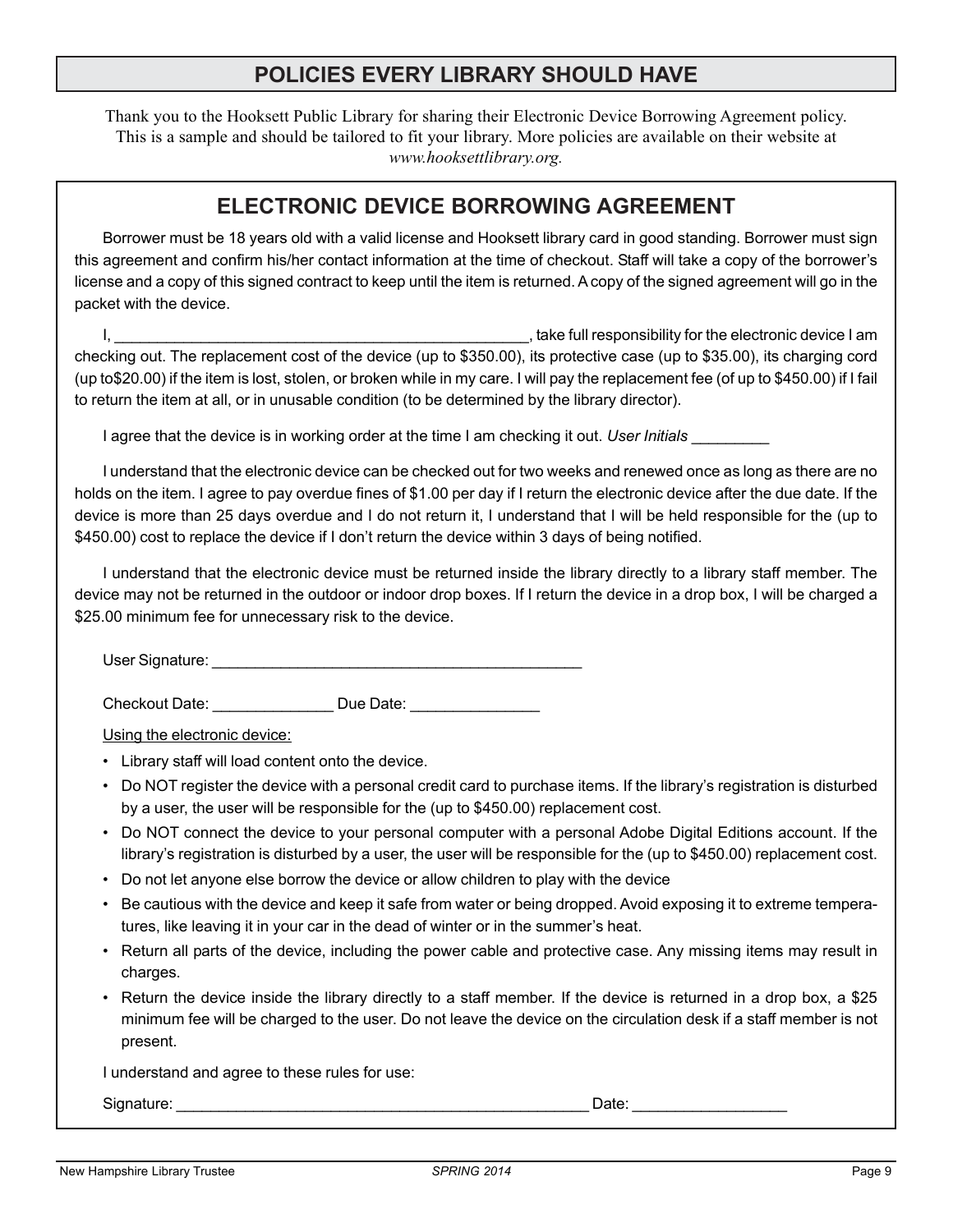## POLICIES EVERY LIBRARY SHOULD HAVE

Thank you to the Hooksett Public Library for sharing their Electronic Device Borrowing Agreement policy. This is a sample and should be tailored to fit your library. More policies are available on their website at *www.hooksettlibrary.org.*

### ELECTRONIC DEVICE BORROWING AGREEMENT

Borrower must be 18 years old with a valid license and Hooksett library card in good standing. Borrower must sign this agreement and confirm his/her contact information at the time of checkout. Staff will take a copy of the borrower's license and a copy of this signed contract to keep until the item is returned. A copy of the signed agreement will go in the packet with the device.

I, _______________________________________________, take full responsibility for the electronic device I am checking out. The replacement cost of the device (up to $350.00), its protective case (up to $35.00), its charging cord (up to$20.00) if the item is lost, stolen, or broken while in my care. I will pay the replacement fee (of up to $450.00) if I fail to return the item at all, or in unusable condition (to be determined by the library director).

I agree that the device is in working order at the time I am checking it out. *User Initials* _________

I understand that the electronic device can be checked out for two weeks and renewed once as long as there are no holds on the item. I agree to pay overdue fines of $1.00 per day if I return the electronic device after the due date. If the device is more than 25 days overdue and I do not return it, I understand that I will be held responsible for the (up to $450.00) cost to replace the device if I don't return the device within 3 days of being notified.

I understand that the electronic device must be returned inside the library directly to a library staff member. The device may not be returned in the outdoor or indoor drop boxes. If I return the device in a drop box, I will be charged a $25.00 minimum fee for unnecessary risk to the device.

User Signature: ____________________________________________

Checkout Date: ______________ Due Date: _______________

Using the electronic device:

- Library staff will load content onto the device.
- Do NOT register the device with a personal credit card to purchase items. If the library's registration is disturbed by a user, the user will be responsible for the (up to $450.00) replacement cost.
- Do NOT connect the device to your personal computer with a personal Adobe Digital Editions account. If the library's registration is disturbed by a user, the user will be responsible for the (up to $450.00) replacement cost.
- Do not let anyone else borrow the device or allow children to play with the device
- Be cautious with the device and keep it safe from water or being dropped. Avoid exposing it to extreme temperatures, like leaving it in your car in the dead of winter or in the summer's heat.
- Return all parts of the device, including the power cable and protective case. Any missing items may result in charges.
- Return the device inside the library directly to a staff member. If the device is returned in a drop box, a $25 minimum fee will be charged to the user. Do not leave the device on the circulation desk if a staff member is not present.

I understand and agree to these rules for use:

Signature: _________________________________________________ Date: _________________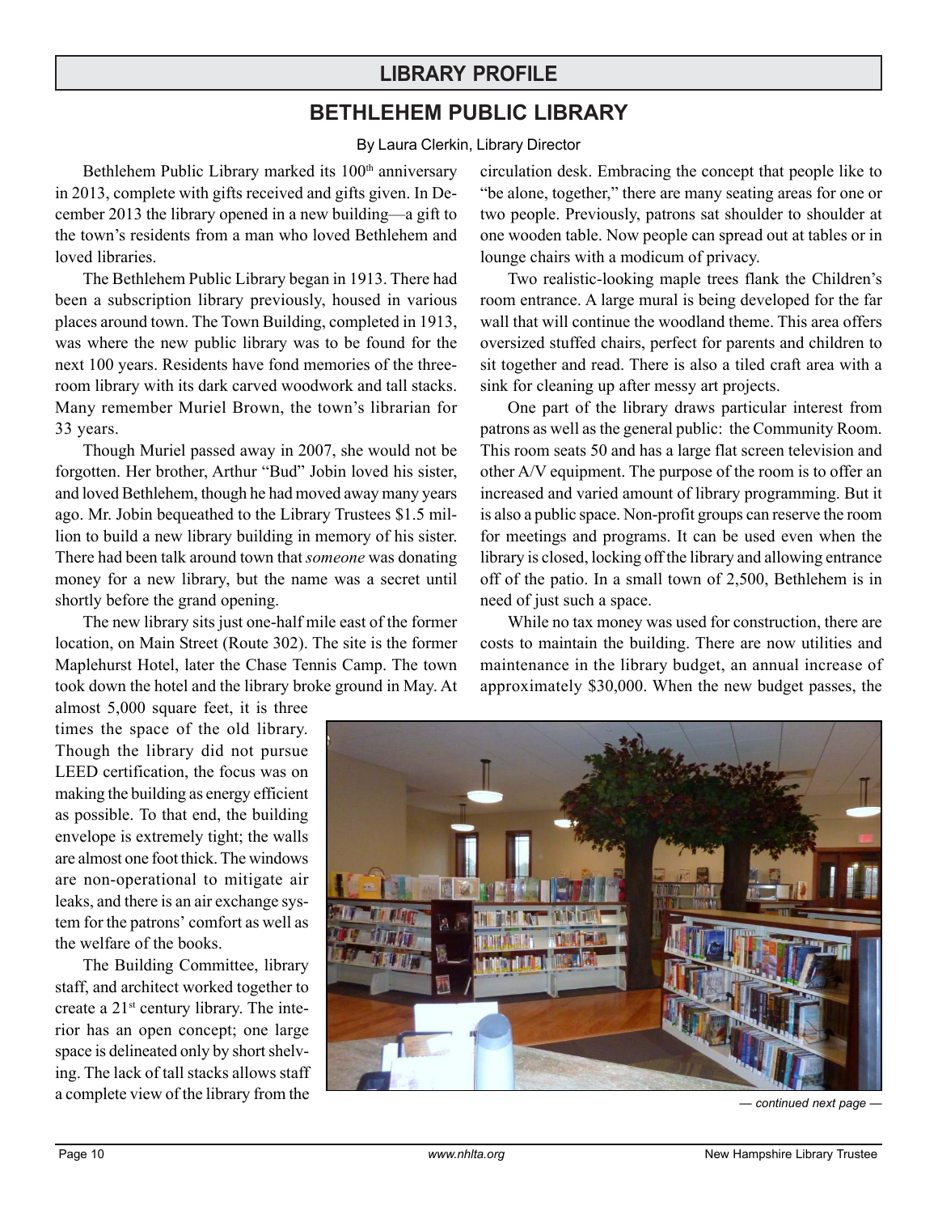## LIBRARY PROFILE

# BETHLEHEM PUBLIC LIBRARY

By Laura Clerkin, Library Director

Bethlehem Public Library marked its 100th anniversary in 2013, complete with gifts received and gifts given. In December 2013 the library opened in a new building—a gift to the town's residents from a man who loved Bethlehem and loved libraries.

The Bethlehem Public Library began in 1913. There had been a subscription library previously, housed in various places around town. The Town Building, completed in 1913, was where the new public library was to be found for the next 100 years. Residents have fond memories of the three-room library with its dark carved woodwork and tall stacks. Many remember Muriel Brown, the town's librarian for 33 years.

Though Muriel passed away in 2007, she would not be forgotten. Her brother, Arthur "Bud" Jobin loved his sister, and loved Bethlehem, though he had moved away many years ago. Mr. Jobin bequeathed to the Library Trustees $1.5 million to build a new library building in memory of his sister. There had been talk around town that *someone* was donating money for a new library, but the name was a secret until shortly before the grand opening.

The new library sits just one-half mile east of the former location, on Main Street (Route 302). The site is the former Maplehurst Hotel, later the Chase Tennis Camp. The town took down the hotel and the library broke ground in May. At almost 5,000 square feet, it is three times the space of the old library. Though the library did not pursue LEED certification, the focus was on making the building as energy efficient as possible. To that end, the building envelope is extremely tight; the walls are almost one foot thick. The windows are non-operational to mitigate air leaks, and there is an air exchange system for the patrons' comfort as well as the welfare of the books.

The Building Committee, library staff, and architect worked together to create a 21st century library. The interior has an open concept; one large space is delineated only by short shelving. The lack of tall stacks allows staff a complete view of the library from the circulation desk. Embracing the concept that people like to "be alone, together," there are many seating areas for one or two people. Previously, patrons sat shoulder to shoulder at one wooden table. Now people can spread out at tables or in lounge chairs with a modicum of privacy.

Two realistic-looking maple trees flank the Children's room entrance. A large mural is being developed for the far wall that will continue the woodland theme. This area offers oversized stuffed chairs, perfect for parents and children to sit together and read. There is also a tiled craft area with a sink for cleaning up after messy art projects.

One part of the library draws particular interest from patrons as well as the general public: the Community Room. This room seats 50 and has a large flat screen television and other A/V equipment. The purpose of the room is to offer an increased and varied amount of library programming. But it is also a public space. Non-profit groups can reserve the room for meetings and programs. It can be used even when the library is closed, locking off the library and allowing entrance off of the patio. In a small town of 2,500, Bethlehem is in need of just such a space.

While no tax money was used for construction, there are costs to maintain the building. There are now utilities and maintenance in the library budget, an annual increase of approximately $30,000. When the new budget passes, the

*— continued next page —*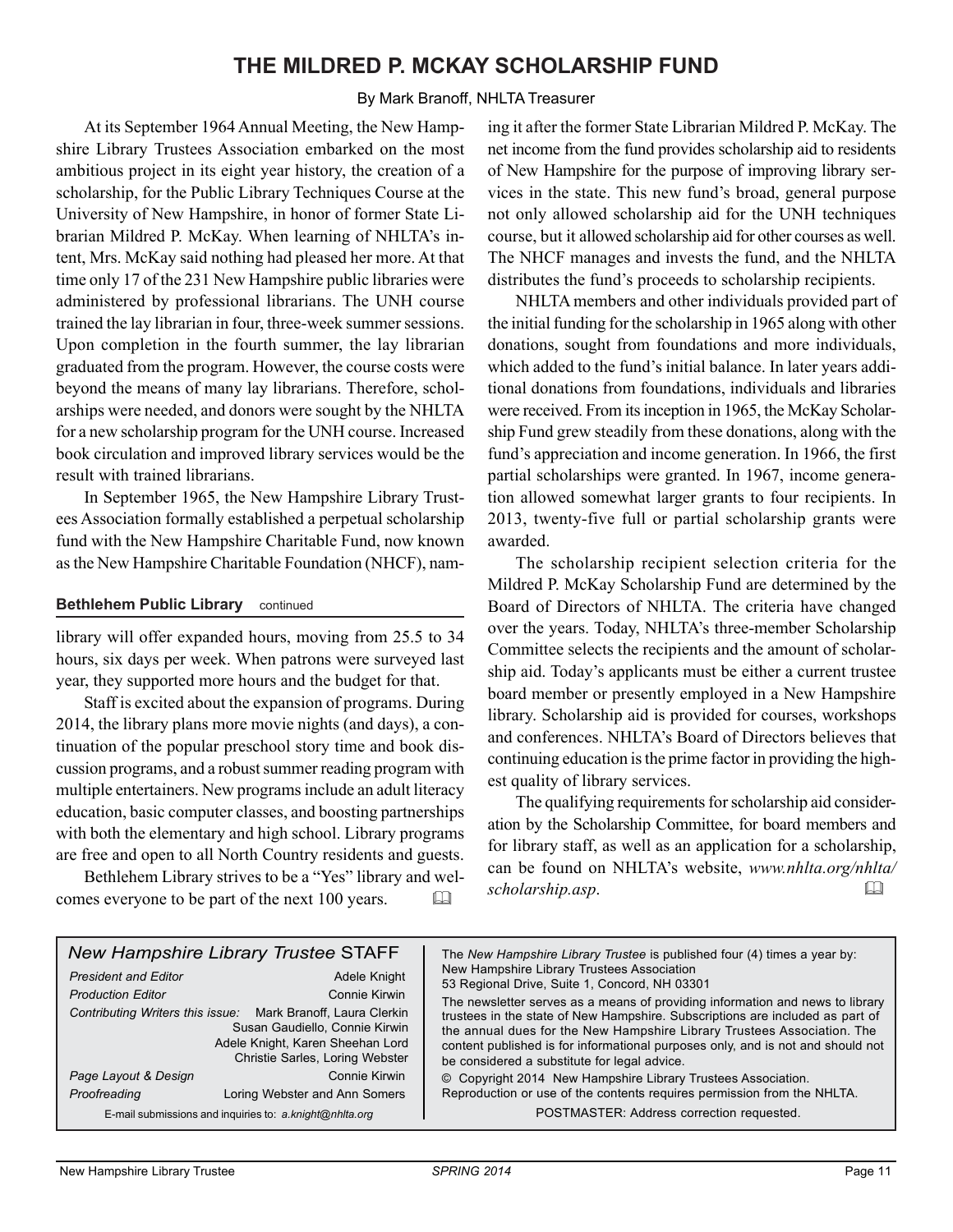# THE MILDRED P. MCKAY SCHOLARSHIP FUND

By Mark Branoff, NHLTA Treasurer

At its September 1964 Annual Meeting, the New Hampshire Library Trustees Association embarked on the most ambitious project in its eight year history, the creation of a scholarship, for the Public Library Techniques Course at the University of New Hampshire, in honor of former State Librarian Mildred P. McKay. When learning of NHLTA's intent, Mrs. McKay said nothing had pleased her more. At that time only 17 of the 231 New Hampshire public libraries were administered by professional librarians. The UNH course trained the lay librarian in four, three-week summer sessions. Upon completion in the fourth summer, the lay librarian graduated from the program. However, the course costs were beyond the means of many lay librarians. Therefore, scholarships were needed, and donors were sought by the NHLTA for a new scholarship program for the UNH course. Increased book circulation and improved library services would be the result with trained librarians.

In September 1965, the New Hampshire Library Trustees Association formally established a perpetual scholarship fund with the New Hampshire Charitable Fund, now known as the New Hampshire Charitable Foundation (NHCF), naming it after the former State Librarian Mildred P. McKay. The net income from the fund provides scholarship aid to residents of New Hampshire for the purpose of improving library services in the state. This new fund's broad, general purpose not only allowed scholarship aid for the UNH techniques course, but it allowed scholarship aid for other courses as well. The NHCF manages and invests the fund, and the NHLTA distributes the fund's proceeds to scholarship recipients.

NHLTA members and other individuals provided part of the initial funding for the scholarship in 1965 along with other donations, sought from foundations and more individuals, which added to the fund's initial balance. In later years additional donations from foundations, individuals and libraries were received. From its inception in 1965, the McKay Scholarship Fund grew steadily from these donations, along with the fund's appreciation and income generation. In 1966, the first partial scholarships were granted. In 1967, income generation allowed somewhat larger grants to four recipients. In 2013, twenty-five full or partial scholarship grants were awarded.

The scholarship recipient selection criteria for the Mildred P. McKay Scholarship Fund are determined by the Board of Directors of NHLTA. The criteria have changed over the years. Today, NHLTA's three-member Scholarship Committee selects the recipients and the amount of scholarship aid. Today's applicants must be either a current trustee board member or presently employed in a New Hampshire library. Scholarship aid is provided for courses, workshops and conferences. NHLTA's Board of Directors believes that continuing education is the prime factor in providing the highest quality of library services.

The qualifying requirements for scholarship aid consideration by the Scholarship Committee, for board members and for library staff, as well as an application for a scholarship, can be found on NHLTA's website, *www.nhlta.org/nhlta/scholarship.asp*.

**Bethlehem Public Library** continued

library will offer expanded hours, moving from 25.5 to 34 hours, six days per week. When patrons were surveyed last year, they supported more hours and the budget for that.

Staff is excited about the expansion of programs. During 2014, the library plans more movie nights (and days), a continuation of the popular preschool story time and book discussion programs, and a robust summer reading program with multiple entertainers. New programs include an adult literacy education, basic computer classes, and boosting partnerships with both the elementary and high school. Library programs are free and open to all North Country residents and guests.

Bethlehem Library strives to be a "Yes" library and welcomes everyone to be part of the next 100 years.

---

## *New Hampshire Library Trustee* STAFF

| | |
|---|---|
| *President and Editor* | Adele Knight |
| *Production Editor* | Connie Kirwin |
| *Contributing Writers this issue:* | Mark Branoff, Laura Clerkin, Susan Gaudiello, Connie Kirwin, Adele Knight, Karen Sheehan Lord, Christie Sarles, Loring Webster |
| *Page Layout & Design* | Connie Kirwin |
| *Proofreading* | Loring Webster and Ann Somers |

E-mail submissions and inquiries to: *a.knight@nhlta.org*

The *New Hampshire Library Trustee* is published four (4) times a year by: New Hampshire Library Trustees Association
53 Regional Drive, Suite 1, Concord, NH 03301

The newsletter serves as a means of providing information and news to library trustees in the state of New Hampshire. Subscriptions are included as part of the annual dues for the New Hampshire Library Trustees Association. The content published is for informational purposes only, and is not and should not be considered a substitute for legal advice.

© Copyright 2014 New Hampshire Library Trustees Association.
Reproduction or use of the contents requires permission from the NHLTA.

POSTMASTER: Address correction requested.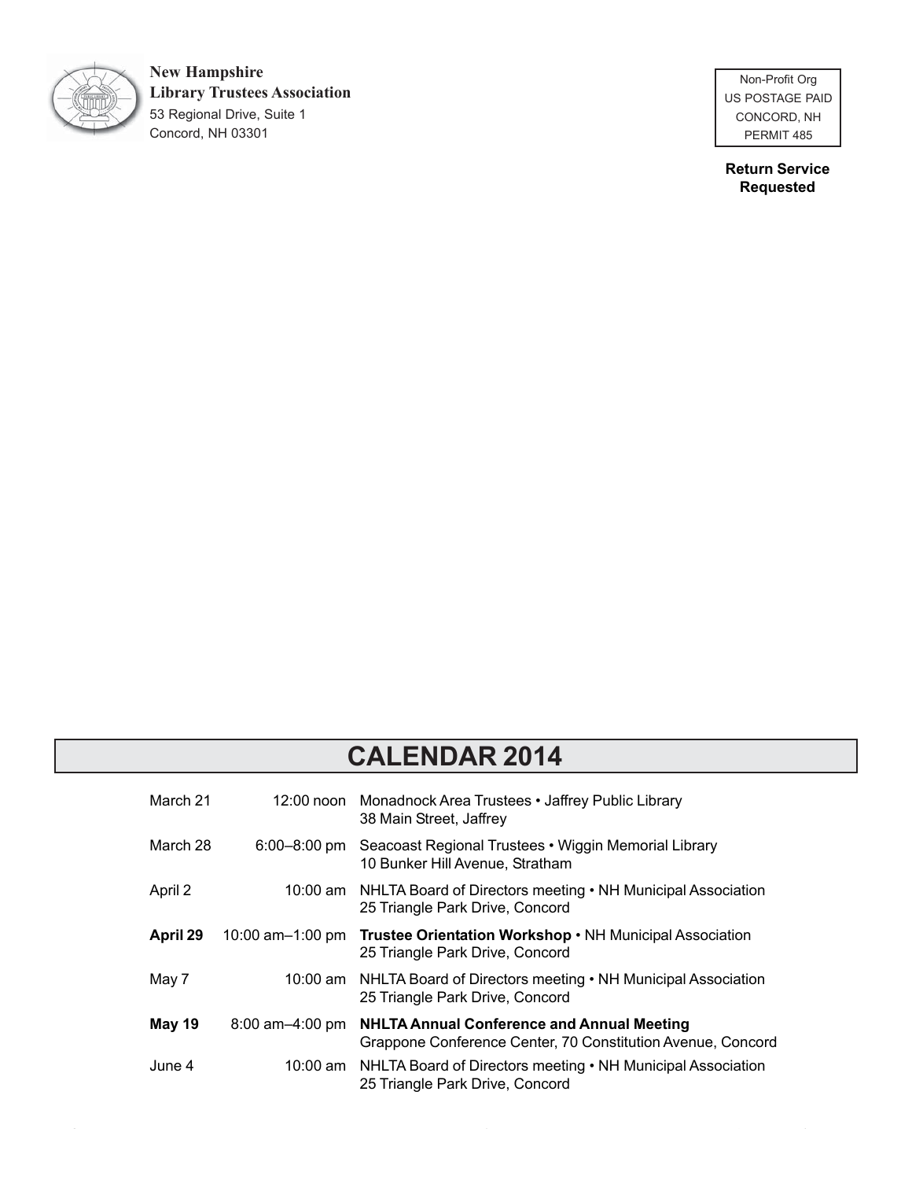**New Hampshire**
**Library Trustees Association**
53 Regional Drive, Suite 1
Concord, NH 03301

Non-Profit Org
US POSTAGE PAID
CONCORD, NH
PERMIT 485

**Return Service Requested**

# CALENDAR 2014

| | | |
|---|---|---|
| March 21 | 12:00 noon | Monadnock Area Trustees • Jaffrey Public Library<br>38 Main Street, Jaffrey |
| March 28 | 6:00–8:00 pm | Seacoast Regional Trustees • Wiggin Memorial Library<br>10 Bunker Hill Avenue, Stratham |
| April 2 | 10:00 am | NHLTA Board of Directors meeting • NH Municipal Association<br>25 Triangle Park Drive, Concord |
| **April 29** | 10:00 am–1:00 pm | **Trustee Orientation Workshop** • NH Municipal Association<br>25 Triangle Park Drive, Concord |
| May 7 | 10:00 am | NHLTA Board of Directors meeting • NH Municipal Association<br>25 Triangle Park Drive, Concord |
| **May 19** | 8:00 am–4:00 pm | **NHLTA Annual Conference and Annual Meeting**<br>Grappone Conference Center, 70 Constitution Avenue, Concord |
| June 4 | 10:00 am | NHLTA Board of Directors meeting • NH Municipal Association<br>25 Triangle Park Drive, Concord |